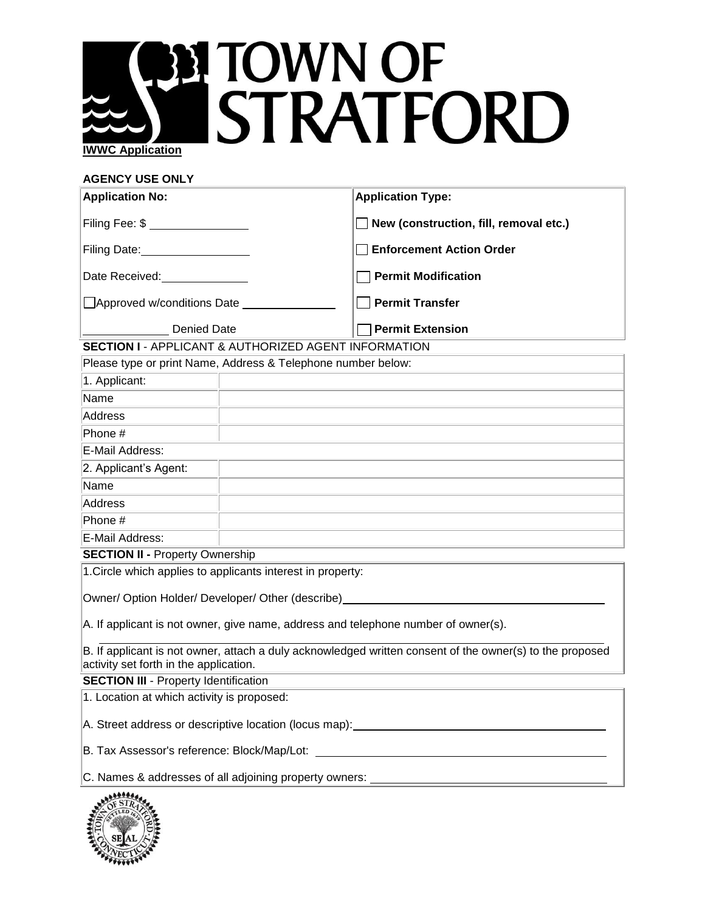# TOWN OF STRATFORD

**IWWC Application**

**AGENCY USE ONLY**

| **Application No:** | **Application Type:** |
|---|---|
| Filing Fee: $ ______________ | ☐ **New (construction, fill, removal etc.)** |
| Filing Date: ______________ | ☐ **Enforcement Action Order** |
| Date Received: ____________ | ☐ **Permit Modification** |
| ☐ Approved w/conditions Date ____________ | ☐ **Permit Transfer** |
| ____________ Denied Date | ☐ **Permit Extension** |

**SECTION I** - APPLICANT & AUTHORIZED AGENT INFORMATION

| Please type or print Name, Address & Telephone number below: | |
|---|---|
| 1. Applicant: | |
| Name | |
| Address | |
| Phone # | |
| E-Mail Address: | |
| 2. Applicant's Agent: | |
| Name | |
| Address | |
| Phone # | |
| E-Mail Address: | |

**SECTION II -** Property Ownership

1.Circle which applies to applicants interest in property:

Owner/ Option Holder/ Developer/ Other (describe) ______________________________

A. If applicant is not owner, give name, address and telephone number of owner(s).

______________________________

B. If applicant is not owner, attach a duly acknowledged written consent of the owner(s) to the proposed activity set forth in the application.

**SECTION III** - Property Identification

1. Location at which activity is proposed:

A. Street address or descriptive location (locus map): ______________________________

B. Tax Assessor's reference: Block/Map/Lot: ______________________________

C. Names & addresses of all adjoining property owners: ______________________________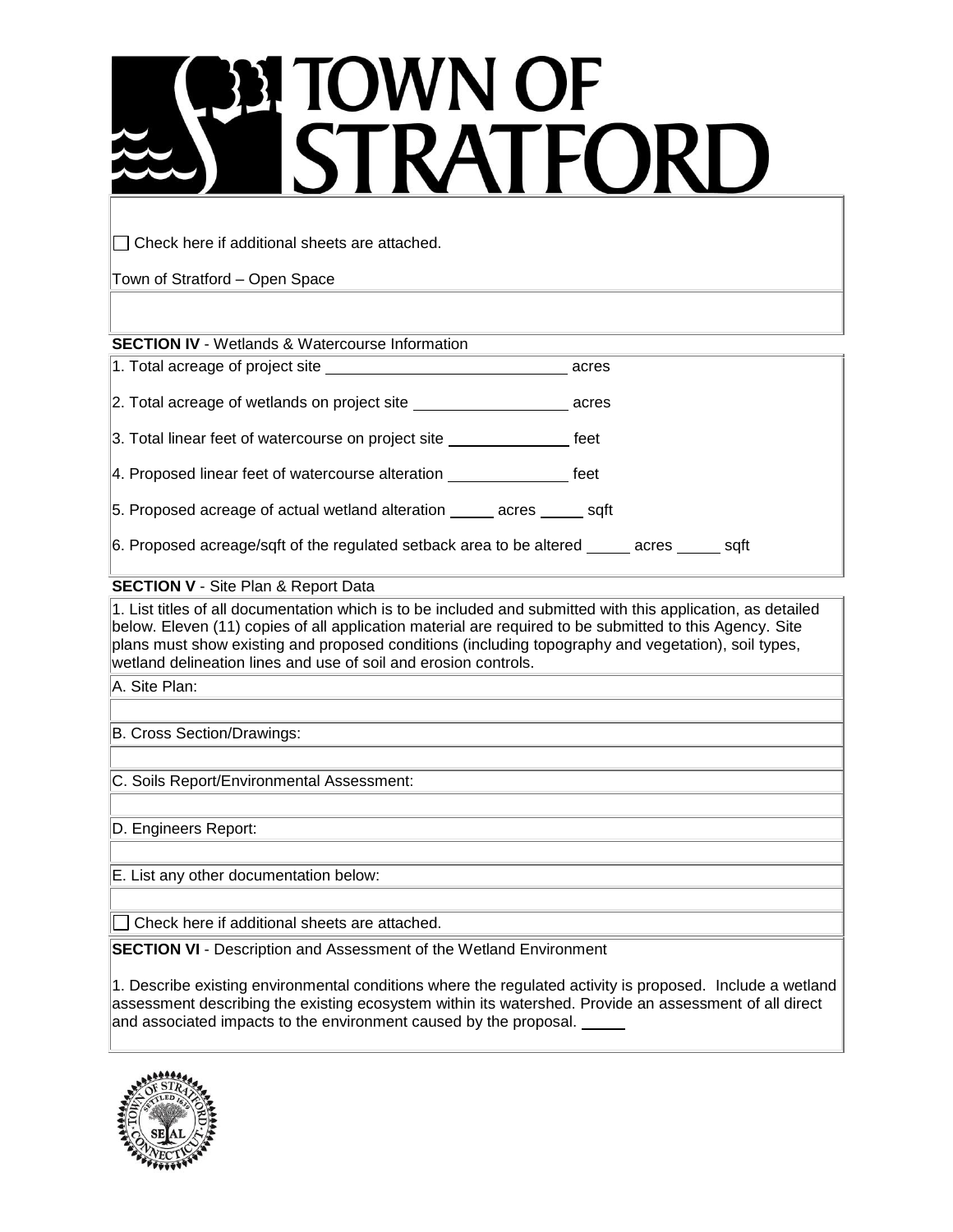# TOWN OF STRATFORD

☐ Check here if additional sheets are attached.

Town of Stratford – Open Space

**SECTION IV** - Wetlands & Watercourse Information

1. Total acreage of project site ______________________________ acres
2. Total acreage of wetlands on project site ____________________ acres
3. Total linear feet of watercourse on project site ______________ feet
4. Proposed linear feet of watercourse alteration ______________ feet
5. Proposed acreage of actual wetland alteration _____ acres _____ sqft
6. Proposed acreage/sqft of the regulated setback area to be altered _____ acres _____ sqft

**SECTION V** - Site Plan & Report Data

1. List titles of all documentation which is to be included and submitted with this application, as detailed below. Eleven (11) copies of all application material are required to be submitted to this Agency. Site plans must show existing and proposed conditions (including topography and vegetation), soil types, wetland delineation lines and use of soil and erosion controls.

A. Site Plan:

B. Cross Section/Drawings:

C. Soils Report/Environmental Assessment:

D. Engineers Report:

E. List any other documentation below:

☐ Check here if additional sheets are attached.

**SECTION VI** - Description and Assessment of the Wetland Environment

1. Describe existing environmental conditions where the regulated activity is proposed. Include a wetland assessment describing the existing ecosystem within its watershed. Provide an assessment of all direct and associated impacts to the environment caused by the proposal. _____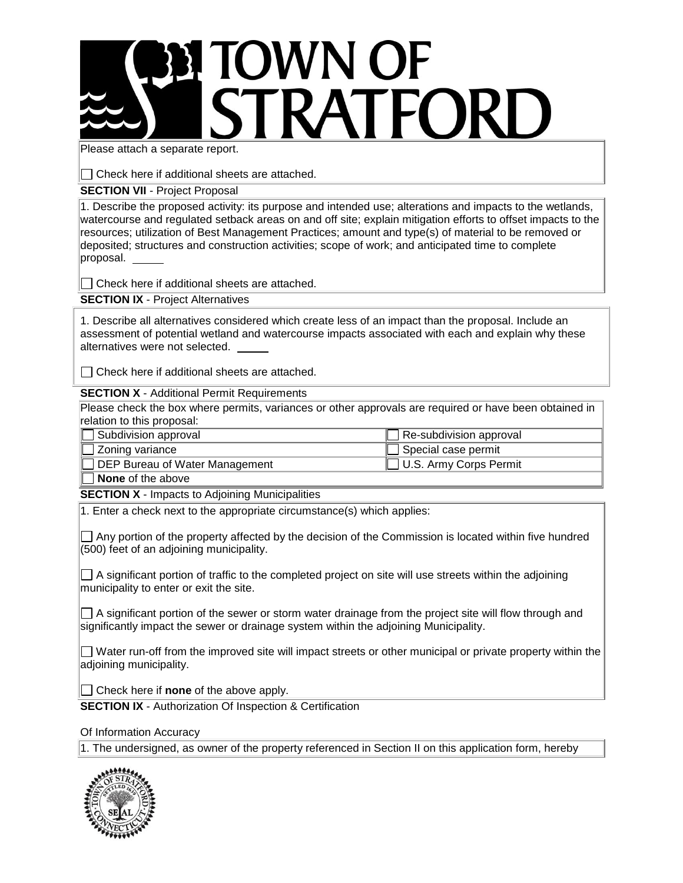Please attach a separate report.

☐ Check here if additional sheets are attached.

**SECTION VII** - Project Proposal

1. Describe the proposed activity: its purpose and intended use; alterations and impacts to the wetlands, watercourse and regulated setback areas on and off site; explain mitigation efforts to offset impacts to the resources; utilization of Best Management Practices; amount and type(s) of material to be removed or deposited; structures and construction activities; scope of work; and anticipated time to complete proposal. _____

☐ Check here if additional sheets are attached.

**SECTION IX** - Project Alternatives

1. Describe all alternatives considered which create less of an impact than the proposal. Include an assessment of potential wetland and watercourse impacts associated with each and explain why these alternatives were not selected. _____

☐ Check here if additional sheets are attached.

**SECTION X** - Additional Permit Requirements

Please check the box where permits, variances or other approvals are required or have been obtained in relation to this proposal:

| | |
|---|---|
| ☐ Subdivision approval | ☐ Re-subdivision approval |
| ☐ Zoning variance | ☐ Special case permit |
| ☐ DEP Bureau of Water Management | ☐ U.S. Army Corps Permit |
| ☐ **None** of the above | |

**SECTION X** - Impacts to Adjoining Municipalities

1. Enter a check next to the appropriate circumstance(s) which applies:

☐ Any portion of the property affected by the decision of the Commission is located within five hundred (500) feet of an adjoining municipality.

☐ A significant portion of traffic to the completed project on site will use streets within the adjoining municipality to enter or exit the site.

☐ A significant portion of the sewer or storm water drainage from the project site will flow through and significantly impact the sewer or drainage system within the adjoining Municipality.

☐ Water run-off from the improved site will impact streets or other municipal or private property within the adjoining municipality.

☐ Check here if **none** of the above apply.

**SECTION IX** - Authorization Of Inspection & Certification

Of Information Accuracy

1. The undersigned, as owner of the property referenced in Section II on this application form, hereby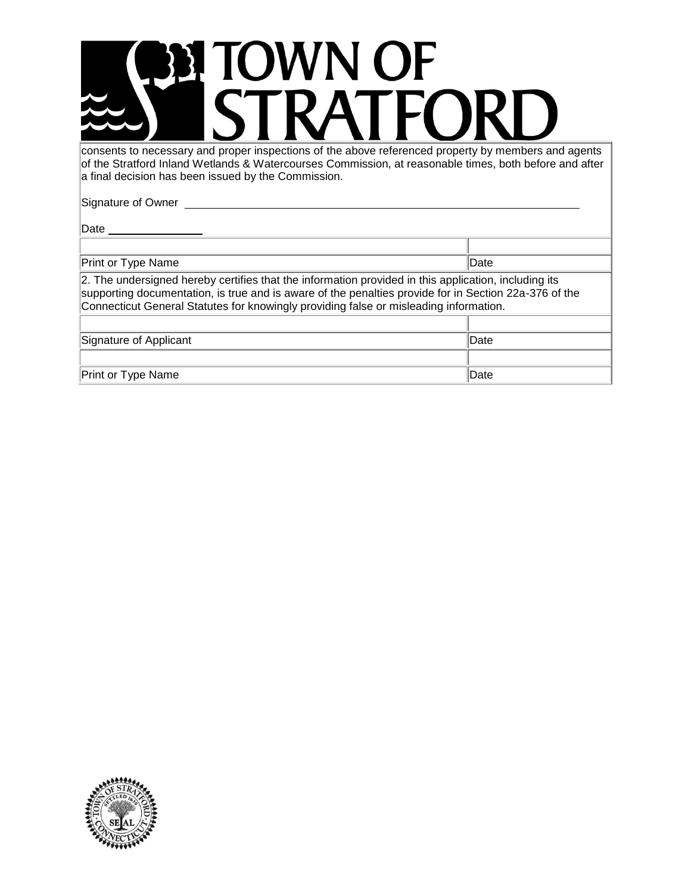# TOWN OF STRATFORD

consents to necessary and proper inspections of the above referenced property by members and agents of the Stratford Inland Wetlands & Watercourses Commission, at reasonable times, both before and after a final decision has been issued by the Commission.

Signature of Owner \_\_\_\_\_\_\_\_\_\_\_\_\_\_\_\_\_\_\_\_\_\_\_\_\_\_\_\_\_\_\_\_\_\_\_\_\_\_\_\_\_\_\_\_\_\_\_\_

Date \_\_\_\_\_\_\_\_\_\_\_\_\_\_

| | |
|---|---|
| | |
| Print or Type Name | Date |

2. The undersigned hereby certifies that the information provided in this application, including its supporting documentation, is true and is aware of the penalties provide for in Section 22a-376 of the Connecticut General Statutes for knowingly providing false or misleading information.

| | |
|---|---|
| | |
| Signature of Applicant | Date |
| | |
| Print or Type Name | Date |